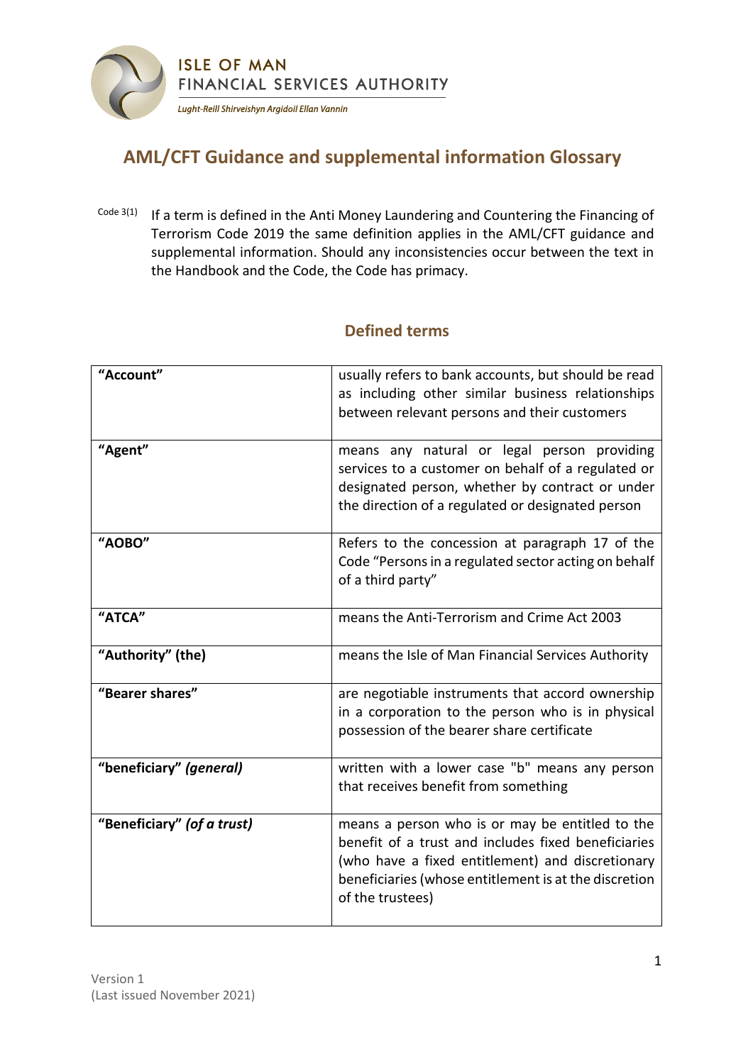ISLE OF MAN
FINANCIAL SERVICES AUTHORITY
*Lught-Reill Shirveishyn Argidoil Ellan Vannin*

# AML/CFT Guidance and supplemental information Glossary

Code 3(1) If a term is defined in the Anti Money Laundering and Countering the Financing of Terrorism Code 2019 the same definition applies in the AML/CFT guidance and supplemental information. Should any inconsistencies occur between the text in the Handbook and the Code, the Code has primacy.

## Defined terms

| | |
|---|---|
| **"Account"** | usually refers to bank accounts, but should be read as including other similar business relationships between relevant persons and their customers |
| **"Agent"** | means any natural or legal person providing services to a customer on behalf of a regulated or designated person, whether by contract or under the direction of a regulated or designated person |
| **"AOBO"** | Refers to the concession at paragraph 17 of the Code "Persons in a regulated sector acting on behalf of a third party" |
| **"ATCA"** | means the Anti-Terrorism and Crime Act 2003 |
| **"Authority" (the)** | means the Isle of Man Financial Services Authority |
| **"Bearer shares"** | are negotiable instruments that accord ownership in a corporation to the person who is in physical possession of the bearer share certificate |
| **"beneficiary"** ***(general)*** | written with a lower case "b" means any person that receives benefit from something |
| **"Beneficiary"** ***(of a trust)*** | means a person who is or may be entitled to the benefit of a trust and includes fixed beneficiaries (who have a fixed entitlement) and discretionary beneficiaries (whose entitlement is at the discretion of the trustees) |

Version 1
(Last issued November 2021)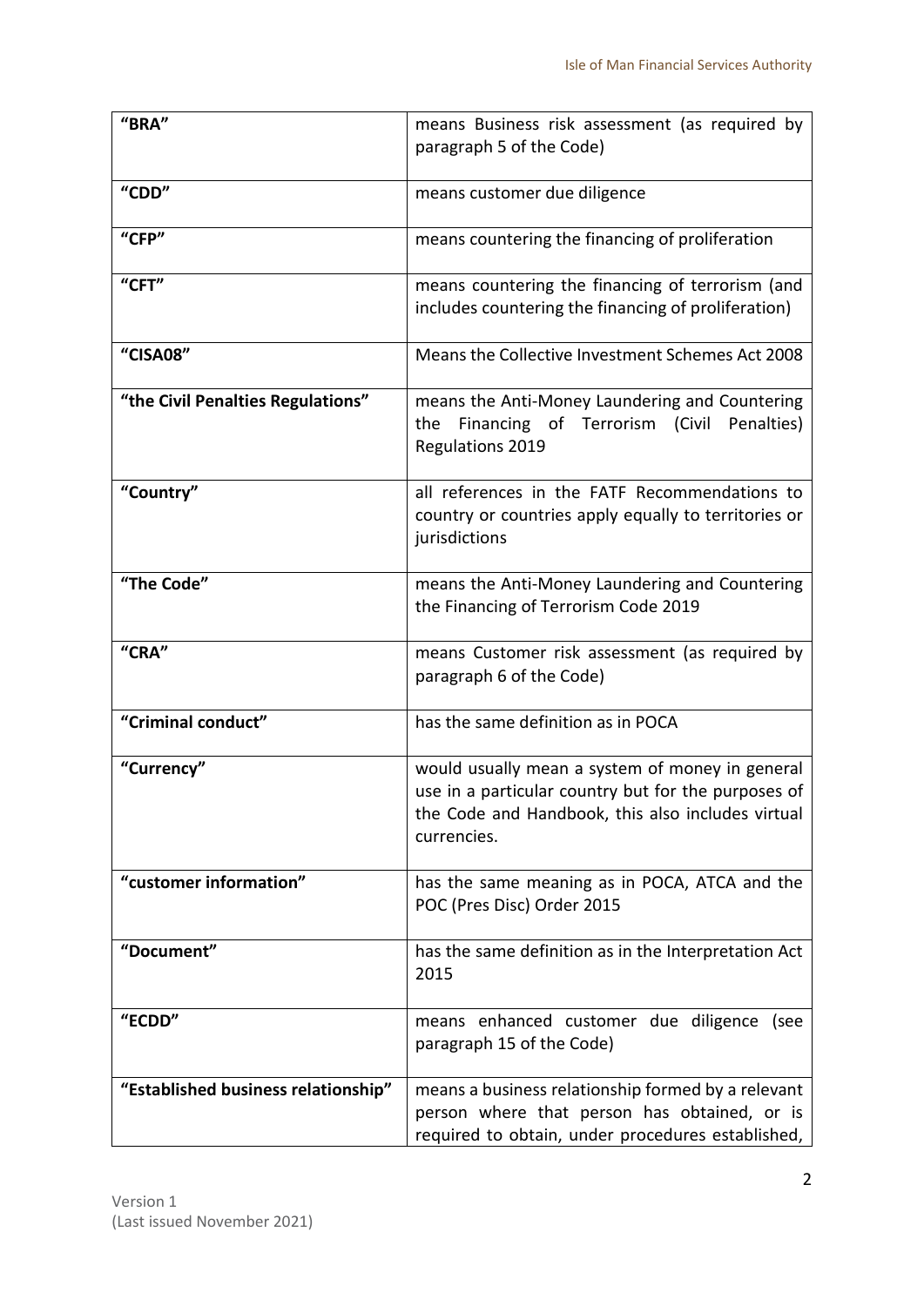| | |
|---|---|
| **"BRA"** | means Business risk assessment (as required by paragraph 5 of the Code) |
| **"CDD"** | means customer due diligence |
| **"CFP"** | means countering the financing of proliferation |
| **"CFT"** | means countering the financing of terrorism (and includes countering the financing of proliferation) |
| **"CISA08"** | Means the Collective Investment Schemes Act 2008 |
| **"the Civil Penalties Regulations"** | means the Anti-Money Laundering and Countering the Financing of Terrorism (Civil Penalties) Regulations 2019 |
| **"Country"** | all references in the FATF Recommendations to country or countries apply equally to territories or jurisdictions |
| **"The Code"** | means the Anti-Money Laundering and Countering the Financing of Terrorism Code 2019 |
| **"CRA"** | means Customer risk assessment (as required by paragraph 6 of the Code) |
| **"Criminal conduct"** | has the same definition as in POCA |
| **"Currency"** | would usually mean a system of money in general use in a particular country but for the purposes of the Code and Handbook, this also includes virtual currencies. |
| **"customer information"** | has the same meaning as in POCA, ATCA and the POC (Pres Disc) Order 2015 |
| **"Document"** | has the same definition as in the Interpretation Act 2015 |
| **"ECDD"** | means enhanced customer due diligence (see paragraph 15 of the Code) |
| **"Established business relationship"** | means a business relationship formed by a relevant person where that person has obtained, or is required to obtain, under procedures established, |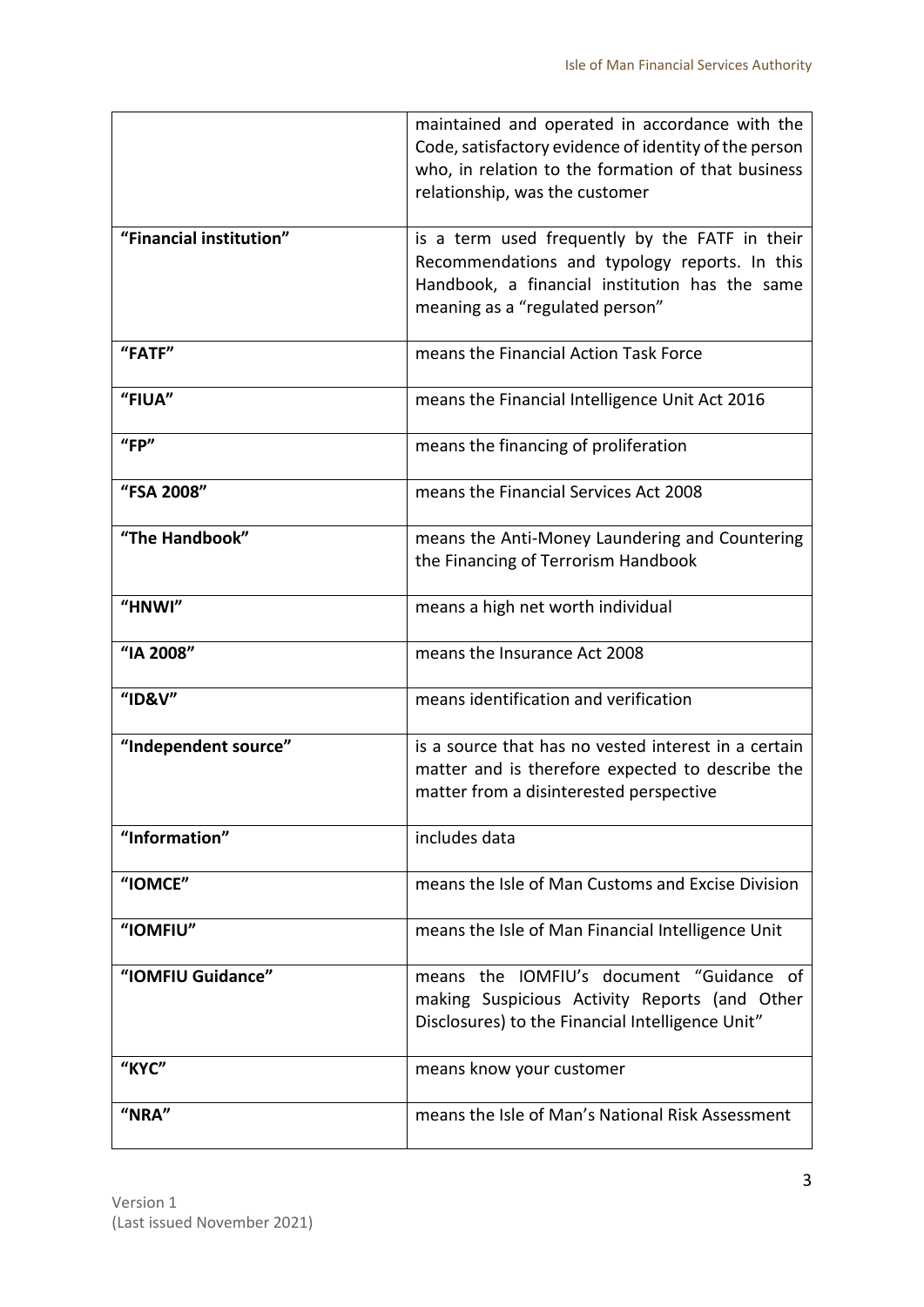| | |
|---|---|
| | maintained and operated in accordance with the Code, satisfactory evidence of identity of the person who, in relation to the formation of that business relationship, was the customer |
| **"Financial institution"** | is a term used frequently by the FATF in their Recommendations and typology reports. In this Handbook, a financial institution has the same meaning as a "regulated person" |
| **"FATF"** | means the Financial Action Task Force |
| **"FIUA"** | means the Financial Intelligence Unit Act 2016 |
| **"FP"** | means the financing of proliferation |
| **"FSA 2008"** | means the Financial Services Act 2008 |
| **"The Handbook"** | means the Anti-Money Laundering and Countering the Financing of Terrorism Handbook |
| **"HNWI"** | means a high net worth individual |
| **"IA 2008"** | means the Insurance Act 2008 |
| **"ID&V"** | means identification and verification |
| **"Independent source"** | is a source that has no vested interest in a certain matter and is therefore expected to describe the matter from a disinterested perspective |
| **"Information"** | includes data |
| **"IOMCE"** | means the Isle of Man Customs and Excise Division |
| **"IOMFIU"** | means the Isle of Man Financial Intelligence Unit |
| **"IOMFIU Guidance"** | means the IOMFIU's document "Guidance of making Suspicious Activity Reports (and Other Disclosures) to the Financial Intelligence Unit" |
| **"KYC"** | means know your customer |
| **"NRA"** | means the Isle of Man's National Risk Assessment |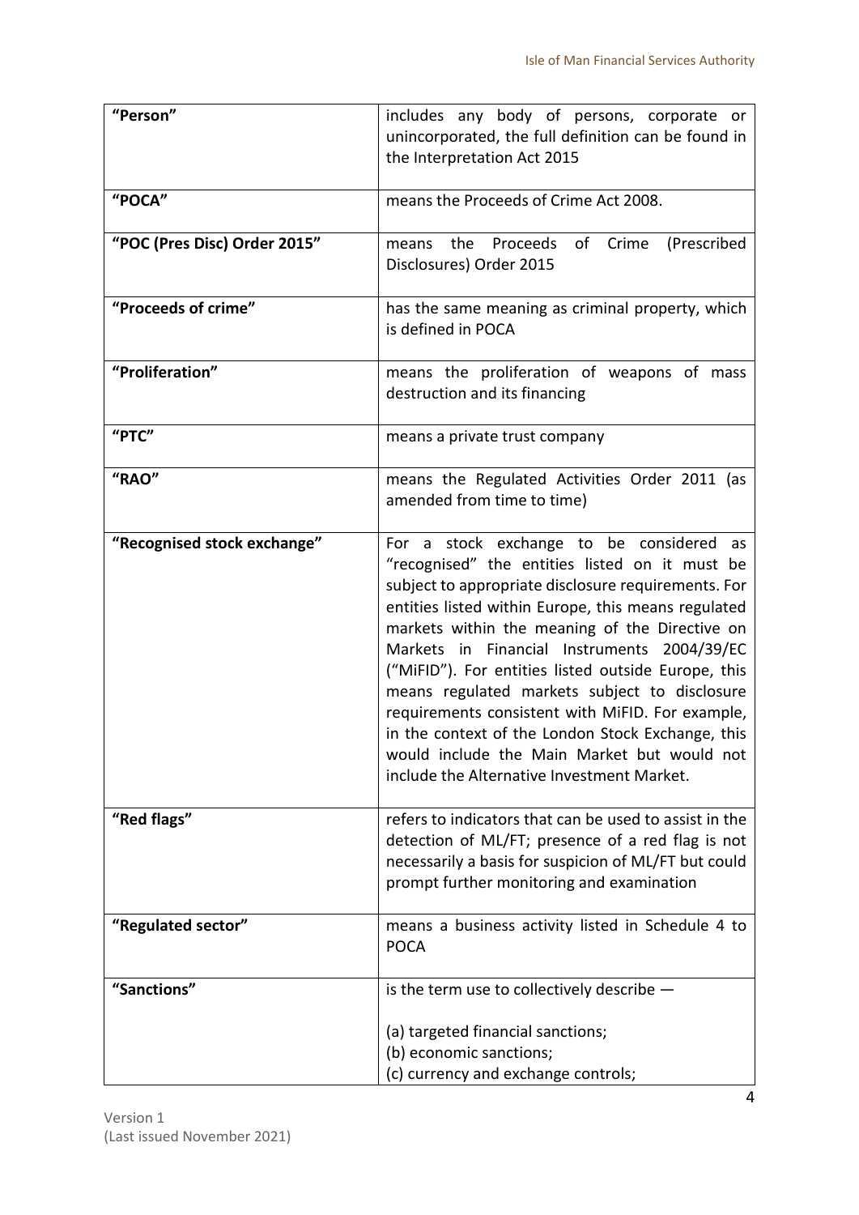| | |
|---|---|
| **"Person"** | includes any body of persons, corporate or unincorporated, the full definition can be found in the Interpretation Act 2015 |
| **"POCA"** | means the Proceeds of Crime Act 2008. |
| **"POC (Pres Disc) Order 2015"** | means the Proceeds of Crime (Prescribed Disclosures) Order 2015 |
| **"Proceeds of crime"** | has the same meaning as criminal property, which is defined in POCA |
| **"Proliferation"** | means the proliferation of weapons of mass destruction and its financing |
| **"PTC"** | means a private trust company |
| **"RAO"** | means the Regulated Activities Order 2011 (as amended from time to time) |
| **"Recognised stock exchange"** | For a stock exchange to be considered as "recognised" the entities listed on it must be subject to appropriate disclosure requirements. For entities listed within Europe, this means regulated markets within the meaning of the Directive on Markets in Financial Instruments 2004/39/EC ("MiFID"). For entities listed outside Europe, this means regulated markets subject to disclosure requirements consistent with MiFID. For example, in the context of the London Stock Exchange, this would include the Main Market but would not include the Alternative Investment Market. |
| **"Red flags"** | refers to indicators that can be used to assist in the detection of ML/FT; presence of a red flag is not necessarily a basis for suspicion of ML/FT but could prompt further monitoring and examination |
| **"Regulated sector"** | means a business activity listed in Schedule 4 to POCA |
| **"Sanctions"** | is the term use to collectively describe —<br><br>(a) targeted financial sanctions;<br>(b) economic sanctions;<br>(c) currency and exchange controls; |

Version 1
(Last issued November 2021)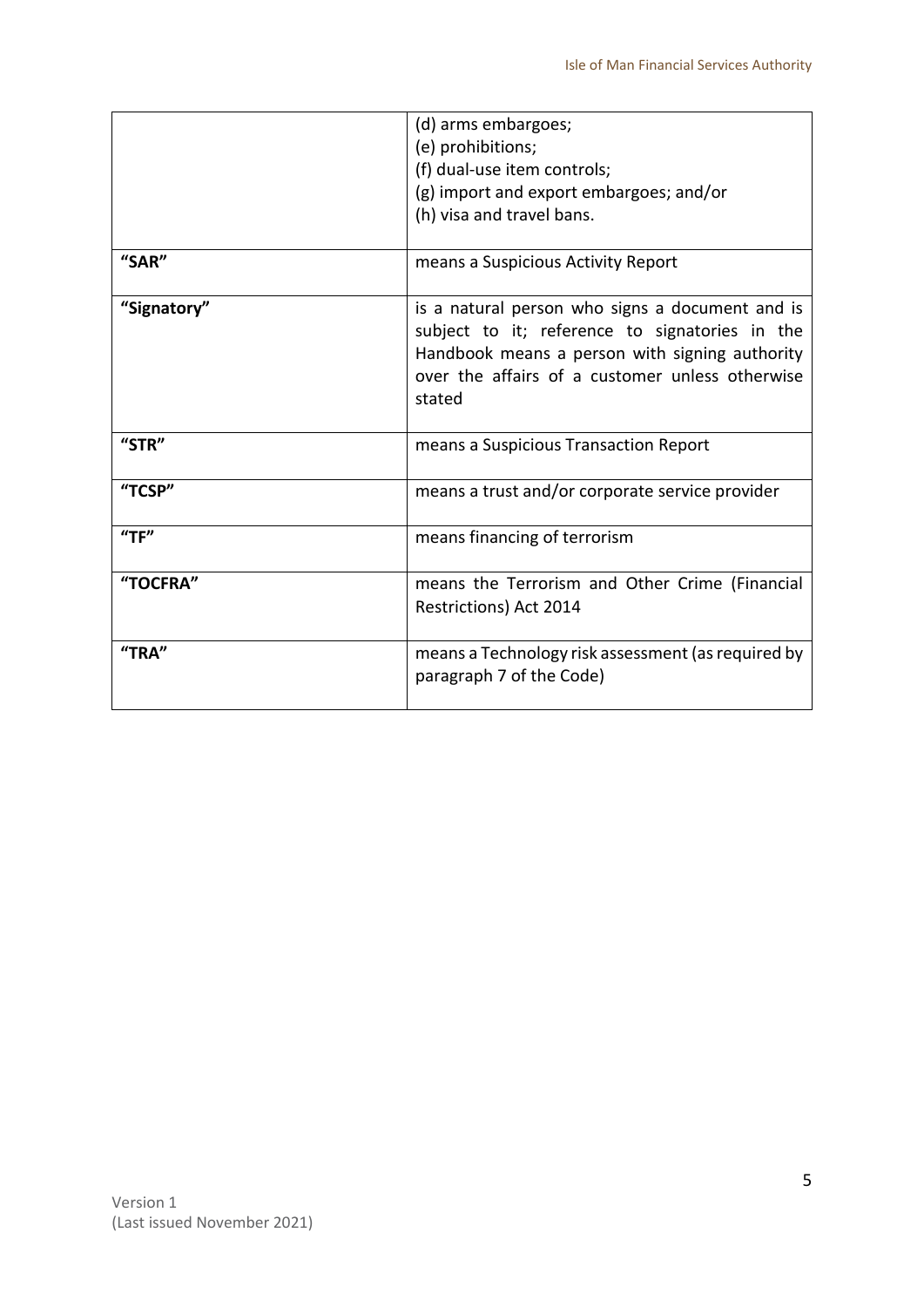| | |
|---|---|
| | (d) arms embargoes;<br>(e) prohibitions;<br>(f) dual-use item controls;<br>(g) import and export embargoes; and/or<br>(h) visa and travel bans. |
| **"SAR"** | means a Suspicious Activity Report |
| **"Signatory"** | is a natural person who signs a document and is subject to it; reference to signatories in the Handbook means a person with signing authority over the affairs of a customer unless otherwise stated |
| **"STR"** | means a Suspicious Transaction Report |
| **"TCSP"** | means a trust and/or corporate service provider |
| **"TF"** | means financing of terrorism |
| **"TOCFRA"** | means the Terrorism and Other Crime (Financial Restrictions) Act 2014 |
| **"TRA"** | means a Technology risk assessment (as required by paragraph 7 of the Code) |

Version 1
(Last issued November 2021)